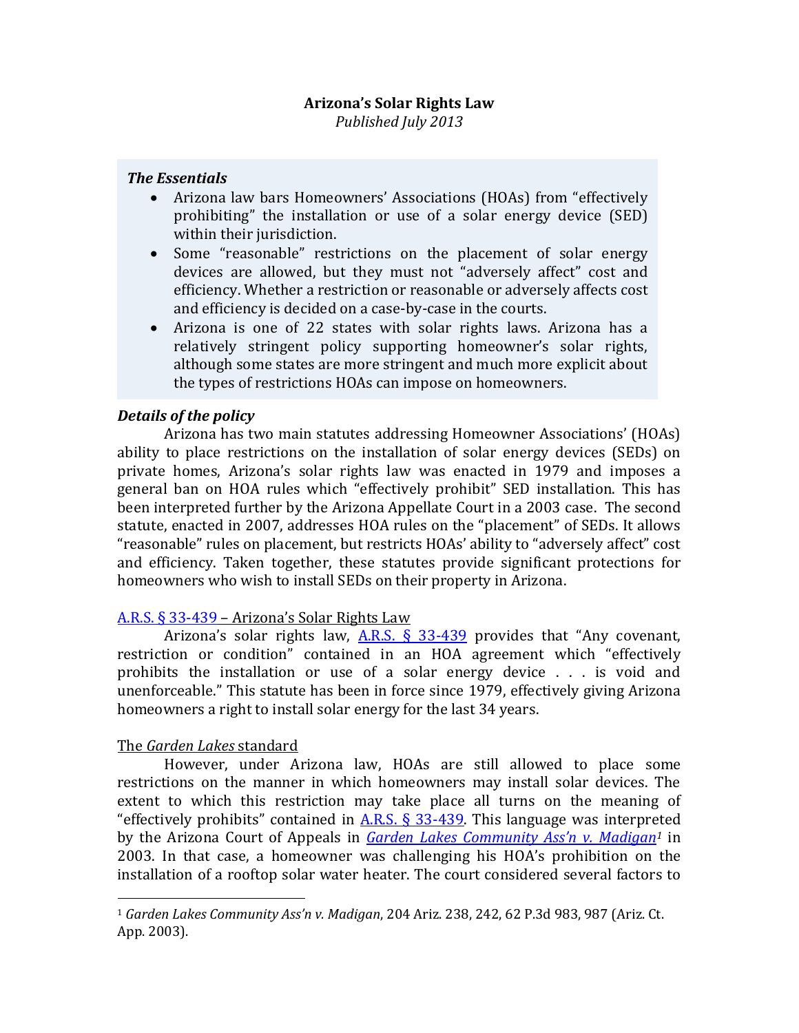# Arizona's Solar Rights Law

*Published July 2013*

### *The Essentials*

- Arizona law bars Homeowners' Associations (HOAs) from "effectively prohibiting" the installation or use of a solar energy device (SED) within their jurisdiction.
- Some "reasonable" restrictions on the placement of solar energy devices are allowed, but they must not "adversely affect" cost and efficiency. Whether a restriction or reasonable or adversely affects cost and efficiency is decided on a case-by-case in the courts.
- Arizona is one of 22 states with solar rights laws. Arizona has a relatively stringent policy supporting homeowner's solar rights, although some states are more stringent and much more explicit about the types of restrictions HOAs can impose on homeowners.

### *Details of the policy*

Arizona has two main statutes addressing Homeowner Associations' (HOAs) ability to place restrictions on the installation of solar energy devices (SEDs) on private homes, Arizona's solar rights law was enacted in 1979 and imposes a general ban on HOA rules which "effectively prohibit" SED installation. This has been interpreted further by the Arizona Appellate Court in a 2003 case. The second statute, enacted in 2007, addresses HOA rules on the "placement" of SEDs. It allows "reasonable" rules on placement, but restricts HOAs' ability to "adversely affect" cost and efficiency. Taken together, these statutes provide significant protections for homeowners who wish to install SEDs on their property in Arizona.

A.R.S. § 33-439 – Arizona's Solar Rights Law

Arizona's solar rights law, A.R.S. § 33-439 provides that "Any covenant, restriction or condition" contained in an HOA agreement which "effectively prohibits the installation or use of a solar energy device . . . is void and unenforceable." This statute has been in force since 1979, effectively giving Arizona homeowners a right to install solar energy for the last 34 years.

The *Garden Lakes* standard

However, under Arizona law, HOAs are still allowed to place some restrictions on the manner in which homeowners may install solar devices. The extent to which this restriction may take place all turns on the meaning of "effectively prohibits" contained in A.R.S. § 33-439. This language was interpreted by the Arizona Court of Appeals in *Garden Lakes Community Ass'n v. Madigan*[1] in 2003. In that case, a homeowner was challenging his HOA's prohibition on the installation of a rooftop solar water heater. The court considered several factors to

[1] *Garden Lakes Community Ass'n v. Madigan*, 204 Ariz. 238, 242, 62 P.3d 983, 987 (Ariz. Ct. App. 2003).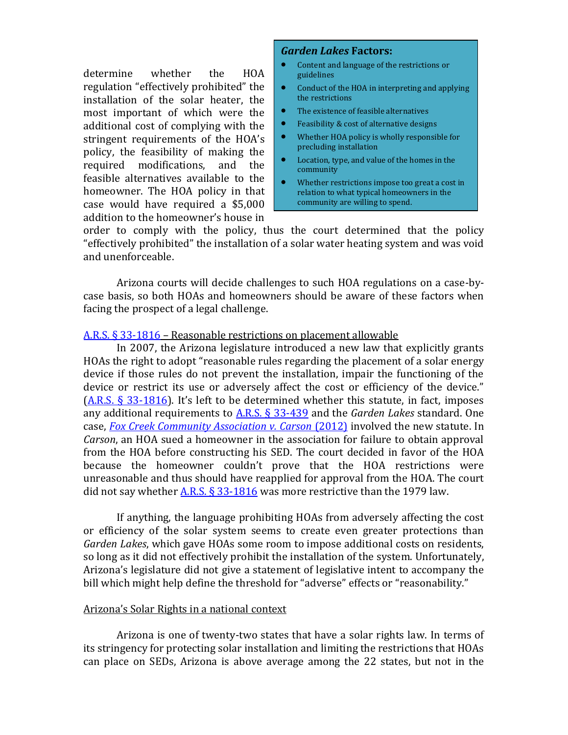determine whether the HOA regulation "effectively prohibited" the installation of the solar heater, the most important of which were the additional cost of complying with the stringent requirements of the HOA's policy, the feasibility of making the required modifications, and the feasible alternatives available to the homeowner. The HOA policy in that case would have required a $5,000 addition to the homeowner's house in order to comply with the policy, thus the court determined that the policy "effectively prohibited" the installation of a solar water heating system and was void and unenforceable.

> ***Garden Lakes* Factors:**
>
> - Content and language of the restrictions or guidelines
> - Conduct of the HOA in interpreting and applying the restrictions
> - The existence of feasible alternatives
> - Feasibility & cost of alternative designs
> - Whether HOA policy is wholly responsible for precluding installation
> - Location, type, and value of the homes in the community
> - Whether restrictions impose too great a cost in relation to what typical homeowners in the community are willing to spend.

Arizona courts will decide challenges to such HOA regulations on a case-by-case basis, so both HOAs and homeowners should be aware of these factors when facing the prospect of a legal challenge.

A.R.S. § 33-1816 – Reasonable restrictions on placement allowable

In 2007, the Arizona legislature introduced a new law that explicitly grants HOAs the right to adopt "reasonable rules regarding the placement of a solar energy device if those rules do not prevent the installation, impair the functioning of the device or restrict its use or adversely affect the cost or efficiency of the device." (A.R.S. § 33-1816). It's left to be determined whether this statute, in fact, imposes any additional requirements to A.R.S. § 33-439 and the *Garden Lakes* standard. One case, *Fox Creek Community Association v. Carson* (2012) involved the new statute. In *Carson*, an HOA sued a homeowner in the association for failure to obtain approval from the HOA before constructing his SED. The court decided in favor of the HOA because the homeowner couldn't prove that the HOA restrictions were unreasonable and thus should have reapplied for approval from the HOA. The court did not say whether A.R.S. § 33-1816 was more restrictive than the 1979 law.

If anything, the language prohibiting HOAs from adversely affecting the cost or efficiency of the solar system seems to create even greater protections than *Garden Lakes*, which gave HOAs some room to impose additional costs on residents, so long as it did not effectively prohibit the installation of the system. Unfortunately, Arizona's legislature did not give a statement of legislative intent to accompany the bill which might help define the threshold for "adverse" effects or "reasonability."

Arizona's Solar Rights in a national context

Arizona is one of twenty-two states that have a solar rights law. In terms of its stringency for protecting solar installation and limiting the restrictions that HOAs can place on SEDs, Arizona is above average among the 22 states, but not in the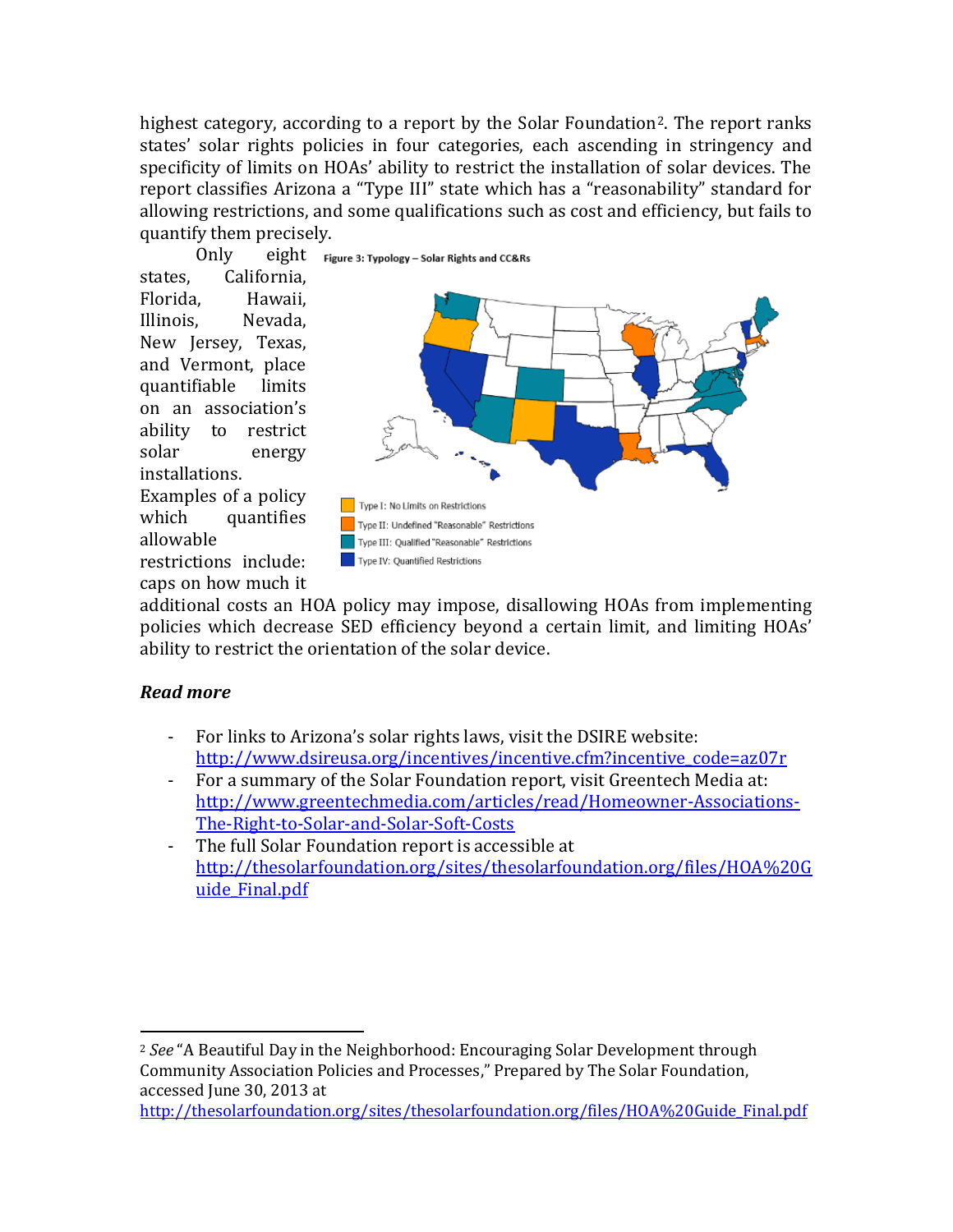highest category, according to a report by the Solar Foundation[2]. The report ranks states' solar rights policies in four categories, each ascending in stringency and specificity of limits on HOAs' ability to restrict the installation of solar devices. The report classifies Arizona a "Type III" state which has a "reasonability" standard for allowing restrictions, and some qualifications such as cost and efficiency, but fails to quantify them precisely.

Only eight states, California, Florida, Hawaii, Illinois, Nevada, New Jersey, Texas, and Vermont, place quantifiable limits on an association's ability to restrict solar energy installations. Examples of a policy which quantifies allowable restrictions include: caps on how much it additional costs an HOA policy may impose, disallowing HOAs from implementing policies which decrease SED efficiency beyond a certain limit, and limiting HOAs' ability to restrict the orientation of the solar device.

Figure 3: Typology – Solar Rights and CC&Rs

Type I: No Limits on Restrictions
Type II: Undefined "Reasonable" Restrictions
Type III: Qualified "Reasonable" Restrictions
Type IV: Quantified Restrictions

***Read more***

- For links to Arizona's solar rights laws, visit the DSIRE website: http://www.dsireusa.org/incentives/incentive.cfm?incentive_code=az07r
- For a summary of the Solar Foundation report, visit Greentech Media at: http://www.greentechmedia.com/articles/read/Homeowner-Associations-The-Right-to-Solar-and-Solar-Soft-Costs
- The full Solar Foundation report is accessible at http://thesolarfoundation.org/sites/thesolarfoundation.org/files/HOA%20Guide_Final.pdf

---

[2] *See* "A Beautiful Day in the Neighborhood: Encouraging Solar Development through Community Association Policies and Processes," Prepared by The Solar Foundation, accessed June 30, 2013 at http://thesolarfoundation.org/sites/thesolarfoundation.org/files/HOA%20Guide_Final.pdf